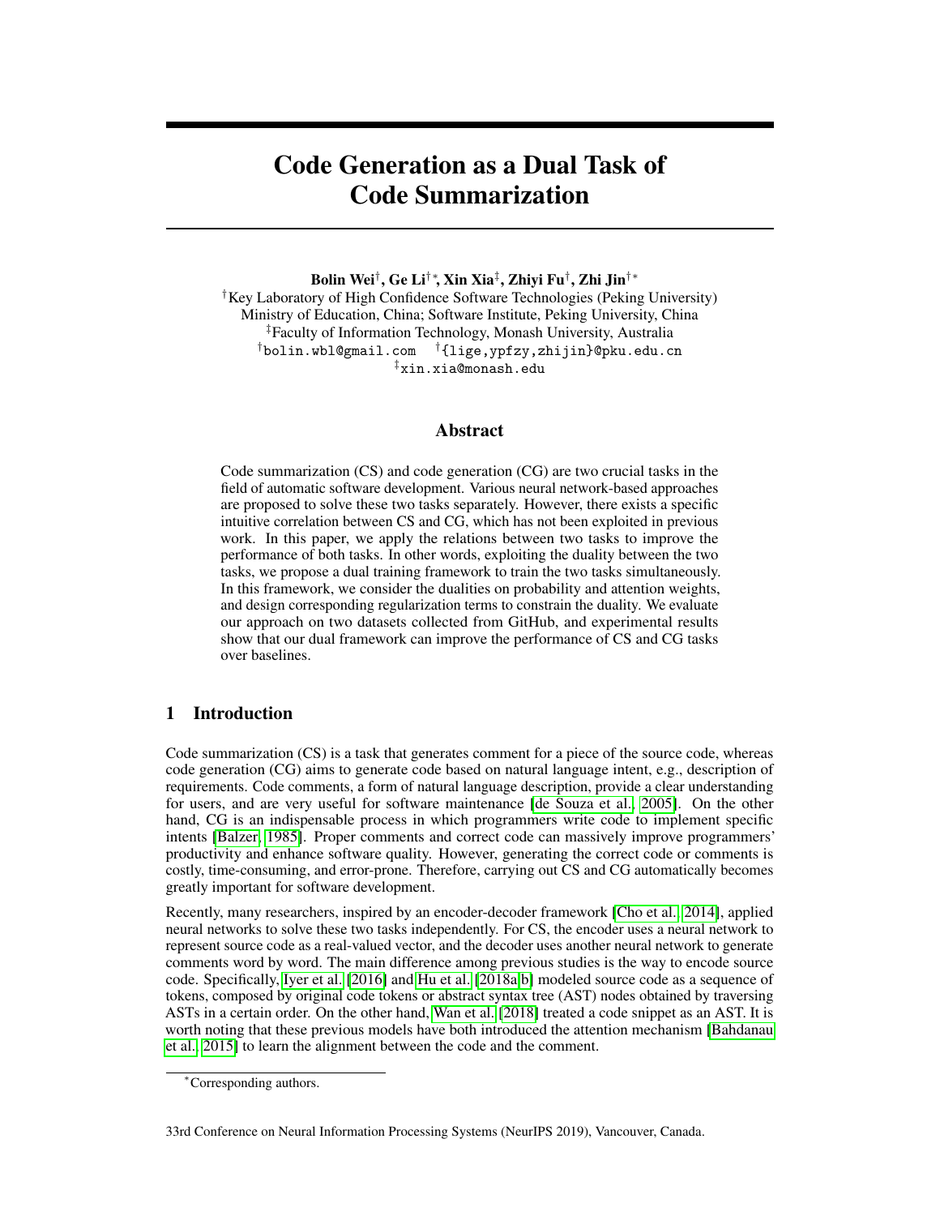# Code Generation as a Dual Task of Code Summarization

**Bolin Wei[†], Ge Li[†*], Xin Xia[‡], Zhiyi Fu[†], Zhi Jin[†*]**

[†]Key Laboratory of High Confidence Software Technologies (Peking University)
Ministry of Education, China; Software Institute, Peking University, China
[‡]Faculty of Information Technology, Monash University, Australia
[†]bolin.wbl@gmail.com [†]{lige,ypfzy,zhijin}@pku.edu.cn
[‡]xin.xia@monash.edu

## Abstract

Code summarization (CS) and code generation (CG) are two crucial tasks in the field of automatic software development. Various neural network-based approaches are proposed to solve these two tasks separately. However, there exists a specific intuitive correlation between CS and CG, which has not been exploited in previous work. In this paper, we apply the relations between two tasks to improve the performance of both tasks. In other words, exploiting the duality between the two tasks, we propose a dual training framework to train the two tasks simultaneously. In this framework, we consider the dualities on probability and attention weights, and design corresponding regularization terms to constrain the duality. We evaluate our approach on two datasets collected from GitHub, and experimental results show that our dual framework can improve the performance of CS and CG tasks over baselines.

## 1 Introduction

Code summarization (CS) is a task that generates comment for a piece of the source code, whereas code generation (CG) aims to generate code based on natural language intent, e.g., description of requirements. Code comments, a form of natural language description, provide a clear understanding for users, and are very useful for software maintenance [de Souza et al., 2005]. On the other hand, CG is an indispensable process in which programmers write code to implement specific intents [Balzer, 1985]. Proper comments and correct code can massively improve programmers' productivity and enhance software quality. However, generating the correct code or comments is costly, time-consuming, and error-prone. Therefore, carrying out CS and CG automatically becomes greatly important for software development.

Recently, many researchers, inspired by an encoder-decoder framework [Cho et al., 2014], applied neural networks to solve these two tasks independently. For CS, the encoder uses a neural network to represent source code as a real-valued vector, and the decoder uses another neural network to generate comments word by word. The main difference among previous studies is the way to encode source code. Specifically, Iyer et al. [2016] and Hu et al. [2018a,b] modeled source code as a sequence of tokens, composed by original code tokens or abstract syntax tree (AST) nodes obtained by traversing ASTs in a certain order. On the other hand, Wan et al. [2018] treated a code snippet as an AST. It is worth noting that these previous models have both introduced the attention mechanism [Bahdanau et al., 2015] to learn the alignment between the code and the comment.

*Corresponding authors.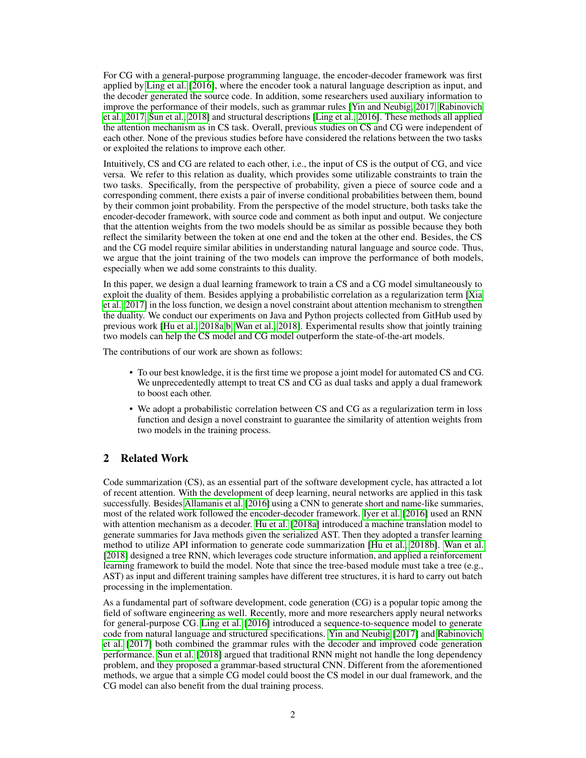For CG with a general-purpose programming language, the encoder-decoder framework was first applied by Ling et al. [2016], where the encoder took a natural language description as input, and the decoder generated the source code. In addition, some researchers used auxiliary information to improve the performance of their models, such as grammar rules [Yin and Neubig, 2017, Rabinovich et al., 2017, Sun et al., 2018] and structural descriptions [Ling et al., 2016]. These methods all applied the attention mechanism as in CS task. Overall, previous studies on CS and CG were independent of each other. None of the previous studies before have considered the relations between the two tasks or exploited the relations to improve each other.

Intuitively, CS and CG are related to each other, i.e., the input of CS is the output of CG, and vice versa. We refer to this relation as duality, which provides some utilizable constraints to train the two tasks. Specifically, from the perspective of probability, given a piece of source code and a corresponding comment, there exists a pair of inverse conditional probabilities between them, bound by their common joint probability. From the perspective of the model structure, both tasks take the encoder-decoder framework, with source code and comment as both input and output. We conjecture that the attention weights from the two models should be as similar as possible because they both reflect the similarity between the token at one end and the token at the other end. Besides, the CS and the CG model require similar abilities in understanding natural language and source code. Thus, we argue that the joint training of the two models can improve the performance of both models, especially when we add some constraints to this duality.

In this paper, we design a dual learning framework to train a CS and a CG model simultaneously to exploit the duality of them. Besides applying a probabilistic correlation as a regularization term [Xia et al., 2017] in the loss function, we design a novel constraint about attention mechanism to strengthen the duality. We conduct our experiments on Java and Python projects collected from GitHub used by previous work [Hu et al., 2018a,b, Wan et al., 2018]. Experimental results show that jointly training two models can help the CS model and CG model outperform the state-of-the-art models.

The contributions of our work are shown as follows:

- To our best knowledge, it is the first time we propose a joint model for automated CS and CG. We unprecedentedly attempt to treat CS and CG as dual tasks and apply a dual framework to boost each other.
- We adopt a probabilistic correlation between CS and CG as a regularization term in loss function and design a novel constraint to guarantee the similarity of attention weights from two models in the training process.

## 2 Related Work

Code summarization (CS), as an essential part of the software development cycle, has attracted a lot of recent attention. With the development of deep learning, neural networks are applied in this task successfully. Besides Allamanis et al. [2016] using a CNN to generate short and name-like summaries, most of the related work followed the encoder-decoder framework. Iyer et al. [2016] used an RNN with attention mechanism as a decoder. Hu et al. [2018a] introduced a machine translation model to generate summaries for Java methods given the serialized AST. Then they adopted a transfer learning method to utilize API information to generate code summarization [Hu et al., 2018b]. Wan et al. [2018] designed a tree RNN, which leverages code structure information, and applied a reinforcement learning framework to build the model. Note that since the tree-based module must take a tree (e.g., AST) as input and different training samples have different tree structures, it is hard to carry out batch processing in the implementation.

As a fundamental part of software development, code generation (CG) is a popular topic among the field of software engineering as well. Recently, more and more researchers apply neural networks for general-purpose CG. Ling et al. [2016] introduced a sequence-to-sequence model to generate code from natural language and structured specifications. Yin and Neubig [2017] and Rabinovich et al. [2017] both combined the grammar rules with the decoder and improved code generation performance. Sun et al. [2018] argued that traditional RNN might not handle the long dependency problem, and they proposed a grammar-based structural CNN. Different from the aforementioned methods, we argue that a simple CG model could boost the CS model in our dual framework, and the CG model can also benefit from the dual training process.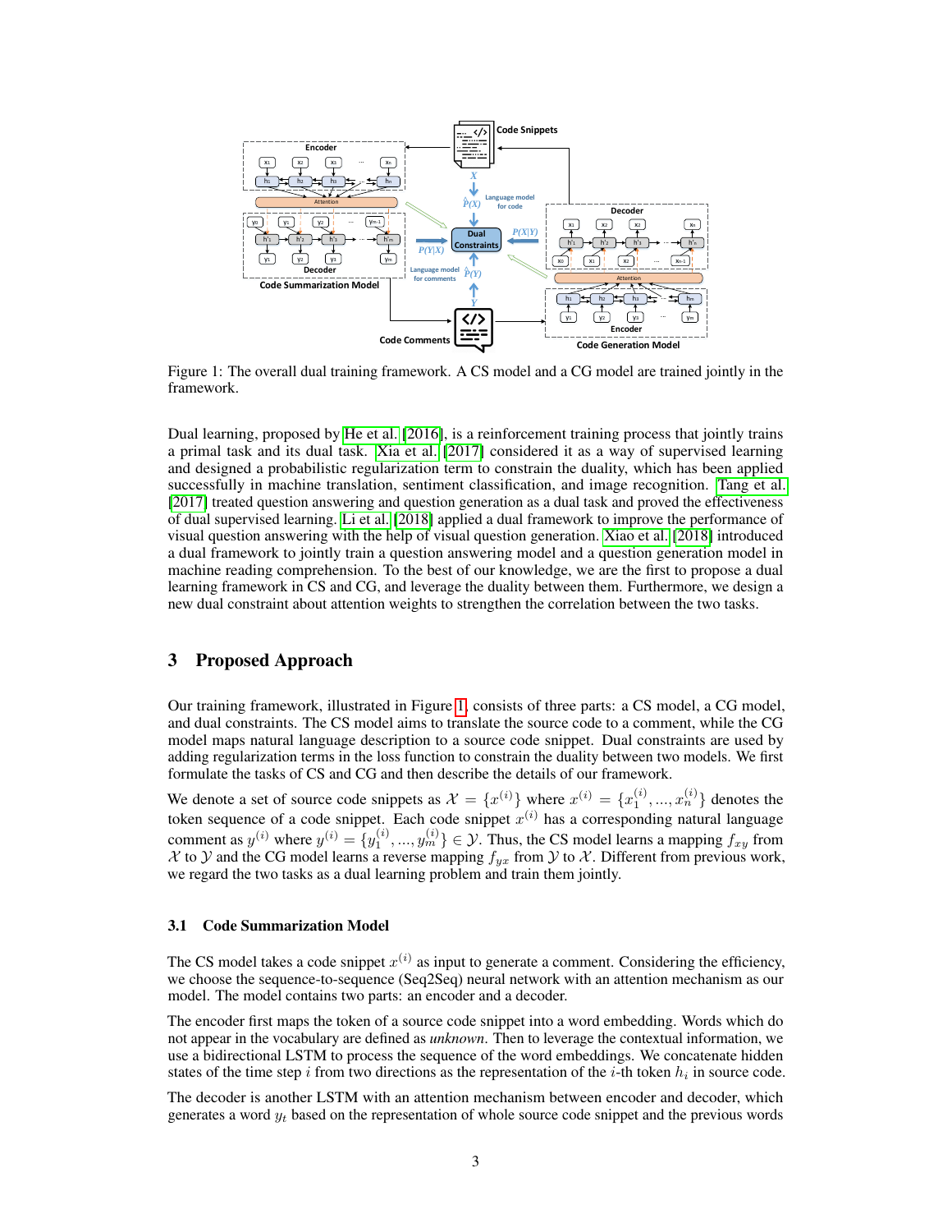Figure 1: The overall dual training framework. A CS model and a CG model are trained jointly in the framework.

Dual learning, proposed by He et al. [2016], is a reinforcement training process that jointly trains a primal task and its dual task. Xia et al. [2017] considered it as a way of supervised learning and designed a probabilistic regularization term to constrain the duality, which has been applied successfully in machine translation, sentiment classification, and image recognition. Tang et al. [2017] treated question answering and question generation as a dual task and proved the effectiveness of dual supervised learning. Li et al. [2018] applied a dual framework to improve the performance of visual question answering with the help of visual question generation. Xiao et al. [2018] introduced a dual framework to jointly train a question answering model and a question generation model in machine reading comprehension. To the best of our knowledge, we are the first to propose a dual learning framework in CS and CG, and leverage the duality between them. Furthermore, we design a new dual constraint about attention weights to strengthen the correlation between the two tasks.

## 3 Proposed Approach

Our training framework, illustrated in Figure 1, consists of three parts: a CS model, a CG model, and dual constraints. The CS model aims to translate the source code to a comment, while the CG model maps natural language description to a source code snippet. Dual constraints are used by adding regularization terms in the loss function to constrain the duality between two models. We first formulate the tasks of CS and CG and then describe the details of our framework.

We denote a set of source code snippets as $\mathcal{X} = \{x^{(i)}\}$ where $x^{(i)} = \{x_1^{(i)}, ..., x_n^{(i)}\}$ denotes the token sequence of a code snippet. Each code snippet $x^{(i)}$ has a corresponding natural language comment as $y^{(i)}$ where $y^{(i)} = \{y_1^{(i)}, ..., y_m^{(i)}\} \in \mathcal{Y}$. Thus, the CS model learns a mapping $f_{xy}$ from $\mathcal{X}$ to $\mathcal{Y}$ and the CG model learns a reverse mapping $f_{yx}$ from $\mathcal{Y}$ to $\mathcal{X}$. Different from previous work, we regard the two tasks as a dual learning problem and train them jointly.

### 3.1 Code Summarization Model

The CS model takes a code snippet $x^{(i)}$ as input to generate a comment. Considering the efficiency, we choose the sequence-to-sequence (Seq2Seq) neural network with an attention mechanism as our model. The model contains two parts: an encoder and a decoder.

The encoder first maps the token of a source code snippet into a word embedding. Words which do not appear in the vocabulary are defined as *unknown*. Then to leverage the contextual information, we use a bidirectional LSTM to process the sequence of the word embeddings. We concatenate hidden states of the time step $i$ from two directions as the representation of the $i$-th token $h_i$ in source code.

The decoder is another LSTM with an attention mechanism between encoder and decoder, which generates a word $y_t$ based on the representation of whole source code snippet and the previous words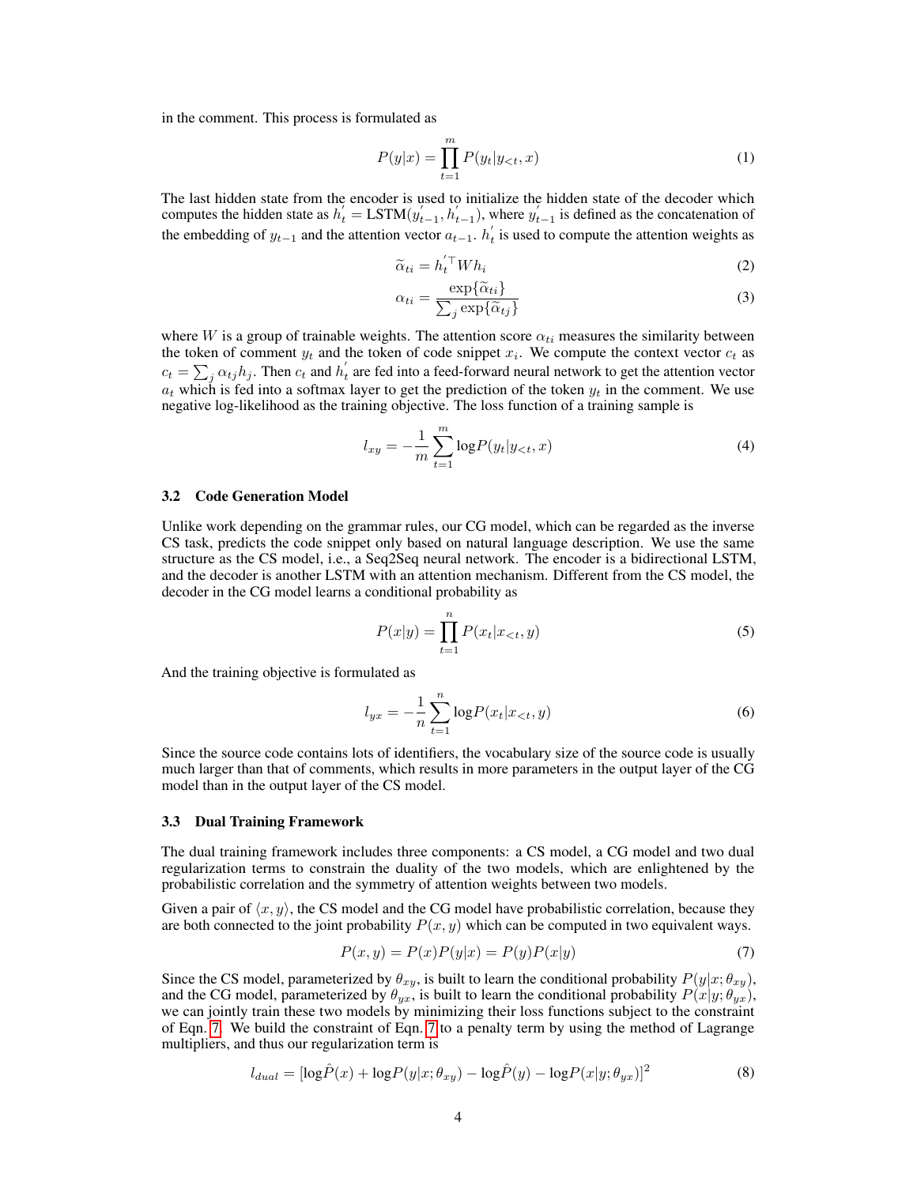in the comment. This process is formulated as

$$P(y|x) = \prod_{t=1}^{m} P(y_t|y_{<t}, x) \tag{1}$$

The last hidden state from the encoder is used to initialize the hidden state of the decoder which computes the hidden state as $h_t^{'} = \text{LSTM}(y_{t-1}^{'}, h_{t-1}^{'})$, where $y_{t-1}^{'}$ is defined as the concatenation of the embedding of $y_{t-1}$ and the attention vector $a_{t-1}$. $h_t^{'}$ is used to compute the attention weights as

$$\widetilde{\alpha}_{ti} = h_t^{'\top} W h_i \tag{2}$$

$$\alpha_{ti} = \frac{\exp\{\widetilde{\alpha}_{ti}\}}{\sum_j \exp\{\widetilde{\alpha}_{tj}\}} \tag{3}$$

where $W$ is a group of trainable weights. The attention score $\alpha_{ti}$ measures the similarity between the token of comment $y_t$ and the token of code snippet $x_i$. We compute the context vector $c_t$ as $c_t = \sum_j \alpha_{tj} h_j$. Then $c_t$ and $h_t^{'}$ are fed into a feed-forward neural network to get the attention vector $a_t$ which is fed into a softmax layer to get the prediction of the token $y_t$ in the comment. We use negative log-likelihood as the training objective. The loss function of a training sample is

$$l_{xy} = -\frac{1}{m} \sum_{t=1}^{m} \log P(y_t|y_{<t}, x) \tag{4}$$

### 3.2 Code Generation Model

Unlike work depending on the grammar rules, our CG model, which can be regarded as the inverse CS task, predicts the code snippet only based on natural language description. We use the same structure as the CS model, i.e., a Seq2Seq neural network. The encoder is a bidirectional LSTM, and the decoder is another LSTM with an attention mechanism. Different from the CS model, the decoder in the CG model learns a conditional probability as

$$P(x|y) = \prod_{t=1}^{n} P(x_t|x_{<t}, y) \tag{5}$$

And the training objective is formulated as

$$l_{yx} = -\frac{1}{n} \sum_{t=1}^{n} \log P(x_t|x_{<t}, y) \tag{6}$$

Since the source code contains lots of identifiers, the vocabulary size of the source code is usually much larger than that of comments, which results in more parameters in the output layer of the CG model than in the output layer of the CS model.

### 3.3 Dual Training Framework

The dual training framework includes three components: a CS model, a CG model and two dual regularization terms to constrain the duality of the two models, which are enlightened by the probabilistic correlation and the symmetry of attention weights between two models.

Given a pair of $\langle x, y \rangle$, the CS model and the CG model have probabilistic correlation, because they are both connected to the joint probability $P(x, y)$ which can be computed in two equivalent ways.

$$P(x, y) = P(x)P(y|x) = P(y)P(x|y) \tag{7}$$

Since the CS model, parameterized by $\theta_{xy}$, is built to learn the conditional probability $P(y|x; \theta_{xy})$, and the CG model, parameterized by $\theta_{yx}$, is built to learn the conditional probability $P(x|y; \theta_{yx})$, we can jointly train these two models by minimizing their loss functions subject to the constraint of Eqn. 7. We build the constraint of Eqn. 7 to a penalty term by using the method of Lagrange multipliers, and thus our regularization term is

$$l_{dual} = [\log\hat{P}(x) + \log P(y|x; \theta_{xy}) - \log\hat{P}(y) - \log P(x|y; \theta_{yx})]^2 \tag{8}$$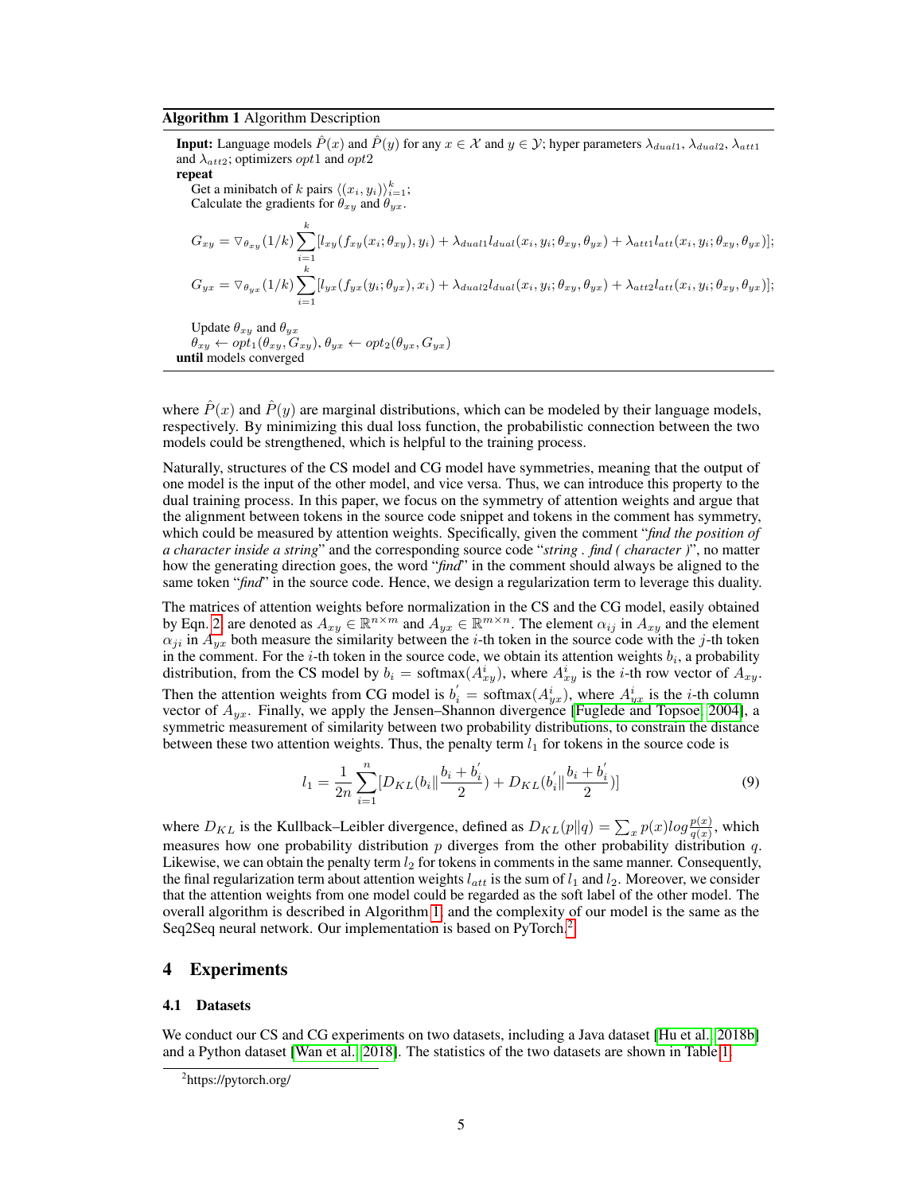**Algorithm 1** Algorithm Description

**Input:** Language models $\hat{P}(x)$ and $\hat{P}(y)$ for any $x \in \mathcal{X}$ and $y \in \mathcal{Y}$; hyper parameters $\lambda_{dual1}$, $\lambda_{dual2}$, $\lambda_{att1}$ and $\lambda_{att2}$; optimizers $opt1$ and $opt2$

**repeat**

  Get a minibatch of $k$ pairs $\langle (x_i, y_i) \rangle_{i=1}^{k}$;

  Calculate the gradients for $\theta_{xy}$ and $\theta_{yx}$.

$$G_{xy} = \triangledown_{\theta_{xy}}(1/k)\sum_{i=1}^{k}[l_{xy}(f_{xy}(x_i;\theta_{xy}), y_i) + \lambda_{dual1}l_{dual}(x_i, y_i; \theta_{xy}, \theta_{yx}) + \lambda_{att1}l_{att}(x_i, y_i; \theta_{xy}, \theta_{yx})];$$

$$G_{yx} = \triangledown_{\theta_{yx}}(1/k)\sum_{i=1}^{k}[l_{yx}(f_{yx}(y_i;\theta_{yx}), x_i) + \lambda_{dual2}l_{dual}(x_i, y_i; \theta_{xy}, \theta_{yx}) + \lambda_{att2}l_{att}(x_i, y_i; \theta_{xy}, \theta_{yx})];$$

  Update $\theta_{xy}$ and $\theta_{yx}$

  $\theta_{xy} \leftarrow opt_1(\theta_{xy}, G_{xy})$, $\theta_{yx} \leftarrow opt_2(\theta_{yx}, G_{yx})$

**until** models converged

where $\hat{P}(x)$ and $\hat{P}(y)$ are marginal distributions, which can be modeled by their language models, respectively. By minimizing this dual loss function, the probabilistic connection between the two models could be strengthened, which is helpful to the training process.

Naturally, structures of the CS model and CG model have symmetries, meaning that the output of one model is the input of the other model, and vice versa. Thus, we can introduce this property to the dual training process. In this paper, we focus on the symmetry of attention weights and argue that the alignment between tokens in the source code snippet and tokens in the comment has symmetry, which could be measured by attention weights. Specifically, given the comment "*find the position of a character inside a string*" and the corresponding source code "*string . find ( character )*", no matter how the generating direction goes, the word "*find*" in the comment should always be aligned to the same token "*find*" in the source code. Hence, we design a regularization term to leverage this duality.

The matrices of attention weights before normalization in the CS and the CG model, easily obtained by Eqn. 2, are denoted as $A_{xy} \in \mathbb{R}^{n \times m}$ and $A_{yx} \in \mathbb{R}^{m \times n}$. The element $\alpha_{ij}$ in $A_{xy}$ and the element $\alpha_{ji}$ in $A_{yx}$ both measure the similarity between the $i$-th token in the source code with the $j$-th token in the comment. For the $i$-th token in the source code, we obtain its attention weights $b_i$, a probability distribution, from the CS model by $b_i = \text{softmax}(A_{xy}^i)$, where $A_{xy}^i$ is the $i$-th row vector of $A_{xy}$. Then the attention weights from CG model is $b_i^{'} = \text{softmax}(A_{yx}^i)$, where $A_{yx}^i$ is the $i$-th column vector of $A_{yx}$. Finally, we apply the Jensen–Shannon divergence [Fuglede and Topsoe, 2004], a symmetric measurement of similarity between two probability distributions, to constrain the distance between these two attention weights. Thus, the penalty term $l_1$ for tokens in the source code is

$$l_1 = \frac{1}{2n}\sum_{i=1}^{n}[D_{KL}(b_i \| \frac{b_i + b_i^{'}}{2}) + D_{KL}(b_i^{'} \| \frac{b_i + b_i^{'}}{2})] \tag{9}$$

where $D_{KL}$ is the Kullback–Leibler divergence, defined as $D_{KL}(p\|q) = \sum_x p(x) log \frac{p(x)}{q(x)}$, which measures how one probability distribution $p$ diverges from the other probability distribution $q$. Likewise, we can obtain the penalty term $l_2$ for tokens in comments in the same manner. Consequently, the final regularization term about attention weights $l_{att}$ is the sum of $l_1$ and $l_2$. Moreover, we consider that the attention weights from one model could be regarded as the soft label of the other model. The overall algorithm is described in Algorithm 1, and the complexity of our model is the same as the Seq2Seq neural network. Our implementation is based on PyTorch.[2]

## 4 Experiments

### 4.1 Datasets

We conduct our CS and CG experiments on two datasets, including a Java dataset [Hu et al., 2018b] and a Python dataset [Wan et al., 2018]. The statistics of the two datasets are shown in Table 1.

[2] https://pytorch.org/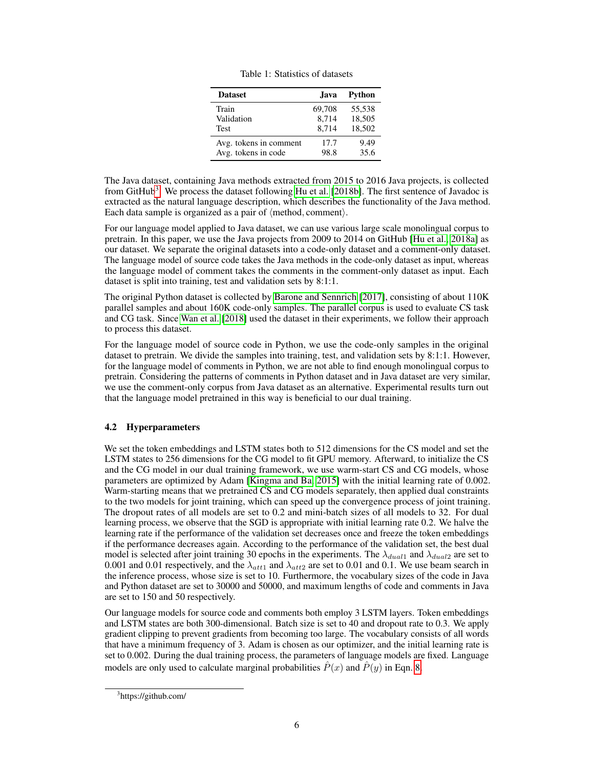Table 1: Statistics of datasets

| Dataset | Java | Python |
|---|---|---|
| Train | 69,708 | 55,538 |
| Validation | 8,714 | 18,505 |
| Test | 8,714 | 18,502 |
| Avg. tokens in comment | 17.7 | 9.49 |
| Avg. tokens in code | 98.8 | 35.6 |

The Java dataset, containing Java methods extracted from 2015 to 2016 Java projects, is collected from GitHub[3]. We process the dataset following Hu et al. [2018b]. The first sentence of Javadoc is extracted as the natural language description, which describes the functionality of the Java method. Each data sample is organized as a pair of ⟨method, comment⟩.

For our language model applied to Java dataset, we can use various large scale monolingual corpus to pretrain. In this paper, we use the Java projects from 2009 to 2014 on GitHub [Hu et al., 2018a] as our dataset. We separate the original datasets into a code-only dataset and a comment-only dataset. The language model of source code takes the Java methods in the code-only dataset as input, whereas the language model of comment takes the comments in the comment-only dataset as input. Each dataset is split into training, test and validation sets by 8:1:1.

The original Python dataset is collected by Barone and Sennrich [2017], consisting of about 110K parallel samples and about 160K code-only samples. The parallel corpus is used to evaluate CS task and CG task. Since Wan et al. [2018] used the dataset in their experiments, we follow their approach to process this dataset.

For the language model of source code in Python, we use the code-only samples in the original dataset to pretrain. We divide the samples into training, test, and validation sets by 8:1:1. However, for the language model of comments in Python, we are not able to find enough monolingual corpus to pretrain. Considering the patterns of comments in Python dataset and in Java dataset are very similar, we use the comment-only corpus from Java dataset as an alternative. Experimental results turn out that the language model pretrained in this way is beneficial to our dual training.

### 4.2 Hyperparameters

We set the token embeddings and LSTM states both to 512 dimensions for the CS model and set the LSTM states to 256 dimensions for the CG model to fit GPU memory. Afterward, to initialize the CS and the CG model in our dual training framework, we use warm-start CS and CG models, whose parameters are optimized by Adam [Kingma and Ba, 2015] with the initial learning rate of 0.002. Warm-starting means that we pretrained CS and CG models separately, then applied dual constraints to the two models for joint training, which can speed up the convergence process of joint training. The dropout rates of all models are set to 0.2 and mini-batch sizes of all models to 32. For dual learning process, we observe that the SGD is appropriate with initial learning rate 0.2. We halve the learning rate if the performance of the validation set decreases once and freeze the token embeddings if the performance decreases again. According to the performance of the validation set, the best dual model is selected after joint training 30 epochs in the experiments. The $\lambda_{dual1}$ and $\lambda_{dual2}$ are set to 0.001 and 0.01 respectively, and the $\lambda_{att1}$ and $\lambda_{att2}$ are set to 0.01 and 0.1. We use beam search in the inference process, whose size is set to 10. Furthermore, the vocabulary sizes of the code in Java and Python dataset are set to 30000 and 50000, and maximum lengths of code and comments in Java are set to 150 and 50 respectively.

Our language models for source code and comments both employ 3 LSTM layers. Token embeddings and LSTM states are both 300-dimensional. Batch size is set to 40 and dropout rate to 0.3. We apply gradient clipping to prevent gradients from becoming too large. The vocabulary consists of all words that have a minimum frequency of 3. Adam is chosen as our optimizer, and the initial learning rate is set to 0.002. During the dual training process, the parameters of language models are fixed. Language models are only used to calculate marginal probabilities $\hat{P}(x)$ and $\hat{P}(y)$ in Eqn. 8.

[3] https://github.com/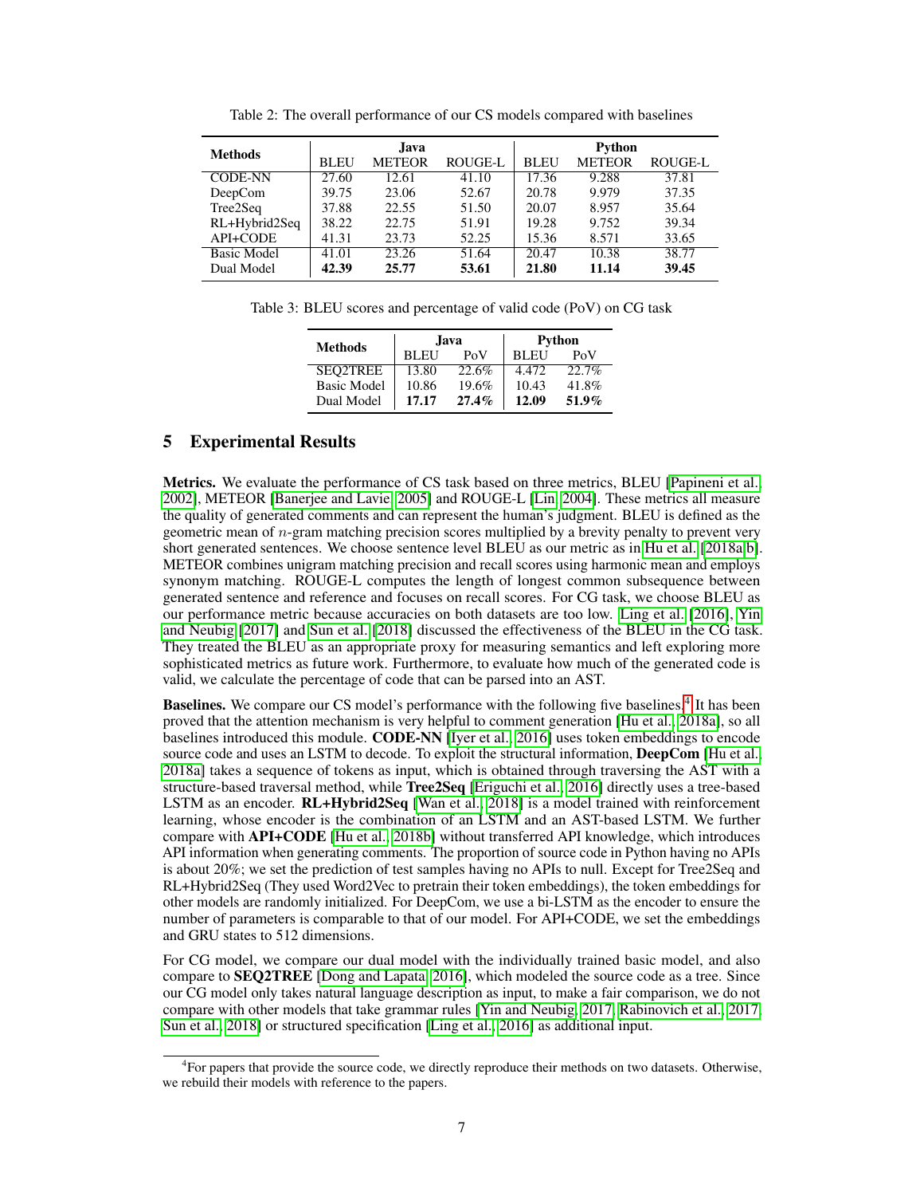Table 2: The overall performance of our CS models compared with baselines

| Methods | Java | | | Python | | |
|---|---|---|---|---|---|---|
| | BLEU | METEOR | ROUGE-L | BLEU | METEOR | ROUGE-L |
| CODE-NN | 27.60 | 12.61 | 41.10 | 17.36 | 9.288 | 37.81 |
| DeepCom | 39.75 | 23.06 | 52.67 | 20.78 | 9.979 | 37.35 |
| Tree2Seq | 37.88 | 22.55 | 51.50 | 20.07 | 8.957 | 35.64 |
| RL+Hybrid2Seq | 38.22 | 22.75 | 51.91 | 19.28 | 9.752 | 39.34 |
| API+CODE | 41.31 | 23.73 | 52.25 | 15.36 | 8.571 | 33.65 |
| Basic Model | 41.01 | 23.26 | 51.64 | 20.47 | 10.38 | 38.77 |
| Dual Model | **42.39** | **25.77** | **53.61** | **21.80** | **11.14** | **39.45** |

Table 3: BLEU scores and percentage of valid code (PoV) on CG task

| Methods | Java | | Python | |
|---|---|---|---|---|
| | BLEU | PoV | BLEU | PoV |
| SEQ2TREE | 13.80 | 22.6% | 4.472 | 22.7% |
| Basic Model | 10.86 | 19.6% | 10.43 | 41.8% |
| Dual Model | **17.17** | **27.4%** | **12.09** | **51.9%** |

# 5 Experimental Results

**Metrics.** We evaluate the performance of CS task based on three metrics, BLEU [Papineni et al., 2002], METEOR [Banerjee and Lavie, 2005] and ROUGE-L [Lin, 2004]. These metrics all measure the quality of generated comments and can represent the human's judgment. BLEU is defined as the geometric mean of $n$-gram matching precision scores multiplied by a brevity penalty to prevent very short generated sentences. We choose sentence level BLEU as our metric as in Hu et al. [2018a,b]. METEOR combines unigram matching precision and recall scores using harmonic mean and employs synonym matching. ROUGE-L computes the length of longest common subsequence between generated sentence and reference and focuses on recall scores. For CG task, we choose BLEU as our performance metric because accuracies on both datasets are too low. Ling et al. [2016], Yin and Neubig [2017] and Sun et al. [2018] discussed the effectiveness of the BLEU in the CG task. They treated the BLEU as an appropriate proxy for measuring semantics and left exploring more sophisticated metrics as future work. Furthermore, to evaluate how much of the generated code is valid, we calculate the percentage of code that can be parsed into an AST.

**Baselines.** We compare our CS model's performance with the following five baselines.[4] It has been proved that the attention mechanism is very helpful to comment generation [Hu et al., 2018a], so all baselines introduced this module. **CODE-NN** [Iyer et al., 2016] uses token embeddings to encode source code and uses an LSTM to decode. To exploit the structural information, **DeepCom** [Hu et al., 2018a] takes a sequence of tokens as input, which is obtained through traversing the AST with a structure-based traversal method, while **Tree2Seq** [Eriguchi et al., 2016] directly uses a tree-based LSTM as an encoder. **RL+Hybrid2Seq** [Wan et al., 2018] is a model trained with reinforcement learning, whose encoder is the combination of an LSTM and an AST-based LSTM. We further compare with **API+CODE** [Hu et al., 2018b] without transferred API knowledge, which introduces API information when generating comments. The proportion of source code in Python having no APIs is about 20%; we set the prediction of test samples having no APIs to null. Except for Tree2Seq and RL+Hybrid2Seq (They used Word2Vec to pretrain their token embeddings), the token embeddings for other models are randomly initialized. For DeepCom, we use a bi-LSTM as the encoder to ensure the number of parameters is comparable to that of our model. For API+CODE, we set the embeddings and GRU states to 512 dimensions.

For CG model, we compare our dual model with the individually trained basic model, and also compare to **SEQ2TREE** [Dong and Lapata, 2016], which modeled the source code as a tree. Since our CG model only takes natural language description as input, to make a fair comparison, we do not compare with other models that take grammar rules [Yin and Neubig, 2017, Rabinovich et al., 2017, Sun et al., 2018] or structured specification [Ling et al., 2016] as additional input.

[4]For papers that provide the source code, we directly reproduce their methods on two datasets. Otherwise, we rebuild their models with reference to the papers.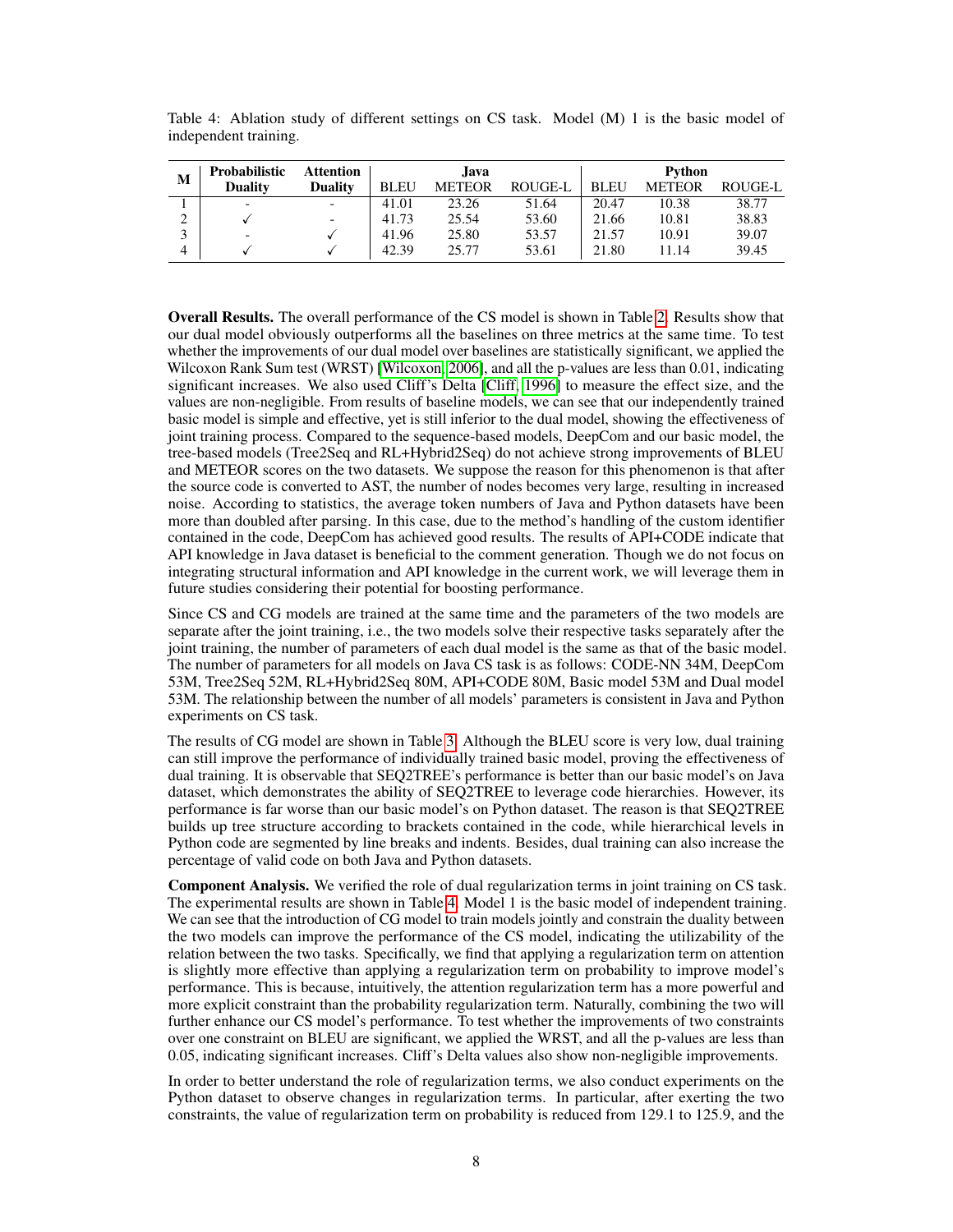Table 4: Ablation study of different settings on CS task. Model (M) 1 is the basic model of independent training.

| M | Probabilistic Duality | Attention Duality | Java | | | Python | | |
|---|---|---|---|---|---|---|---|---|
| | | | BLEU | METEOR | ROUGE-L | BLEU | METEOR | ROUGE-L |
| 1 | - | - | 41.01 | 23.26 | 51.64 | 20.47 | 10.38 | 38.77 |
| 2 | ✓ | - | 41.73 | 25.54 | 53.60 | 21.66 | 10.81 | 38.83 |
| 3 | - | ✓ | 41.96 | 25.80 | 53.57 | 21.57 | 10.91 | 39.07 |
| 4 | ✓ | ✓ | 42.39 | 25.77 | 53.61 | 21.80 | 11.14 | 39.45 |

**Overall Results.** The overall performance of the CS model is shown in Table 2. Results show that our dual model obviously outperforms all the baselines on three metrics at the same time. To test whether the improvements of our dual model over baselines are statistically significant, we applied the Wilcoxon Rank Sum test (WRST) [Wilcoxon, 2006], and all the p-values are less than 0.01, indicating significant increases. We also used Cliff's Delta [Cliff, 1996] to measure the effect size, and the values are non-negligible. From results of baseline models, we can see that our independently trained basic model is simple and effective, yet is still inferior to the dual model, showing the effectiveness of joint training process. Compared to the sequence-based models, DeepCom and our basic model, the tree-based models (Tree2Seq and RL+Hybrid2Seq) do not achieve strong improvements of BLEU and METEOR scores on the two datasets. We suppose the reason for this phenomenon is that after the source code is converted to AST, the number of nodes becomes very large, resulting in increased noise. According to statistics, the average token numbers of Java and Python datasets have been more than doubled after parsing. In this case, due to the method's handling of the custom identifier contained in the code, DeepCom has achieved good results. The results of API+CODE indicate that API knowledge in Java dataset is beneficial to the comment generation. Though we do not focus on integrating structural information and API knowledge in the current work, we will leverage them in future studies considering their potential for boosting performance.

Since CS and CG models are trained at the same time and the parameters of the two models are separate after the joint training, i.e., the two models solve their respective tasks separately after the joint training, the number of parameters of each dual model is the same as that of the basic model. The number of parameters for all models on Java CS task is as follows: CODE-NN 34M, DeepCom 53M, Tree2Seq 52M, RL+Hybrid2Seq 80M, API+CODE 80M, Basic model 53M and Dual model 53M. The relationship between the number of all models' parameters is consistent in Java and Python experiments on CS task.

The results of CG model are shown in Table 3. Although the BLEU score is very low, dual training can still improve the performance of individually trained basic model, proving the effectiveness of dual training. It is observable that SEQ2TREE's performance is better than our basic model's on Java dataset, which demonstrates the ability of SEQ2TREE to leverage code hierarchies. However, its performance is far worse than our basic model's on Python dataset. The reason is that SEQ2TREE builds up tree structure according to brackets contained in the code, while hierarchical levels in Python code are segmented by line breaks and indents. Besides, dual training can also increase the percentage of valid code on both Java and Python datasets.

**Component Analysis.** We verified the role of dual regularization terms in joint training on CS task. The experimental results are shown in Table 4. Model 1 is the basic model of independent training. We can see that the introduction of CG model to train models jointly and constrain the duality between the two models can improve the performance of the CS model, indicating the utilizability of the relation between the two tasks. Specifically, we find that applying a regularization term on attention is slightly more effective than applying a regularization term on probability to improve model's performance. This is because, intuitively, the attention regularization term has a more powerful and more explicit constraint than the probability regularization term. Naturally, combining the two will further enhance our CS model's performance. To test whether the improvements of two constraints over one constraint on BLEU are significant, we applied the WRST, and all the p-values are less than 0.05, indicating significant increases. Cliff's Delta values also show non-negligible improvements.

In order to better understand the role of regularization terms, we also conduct experiments on the Python dataset to observe changes in regularization terms. In particular, after exerting the two constraints, the value of regularization term on probability is reduced from 129.1 to 125.9, and the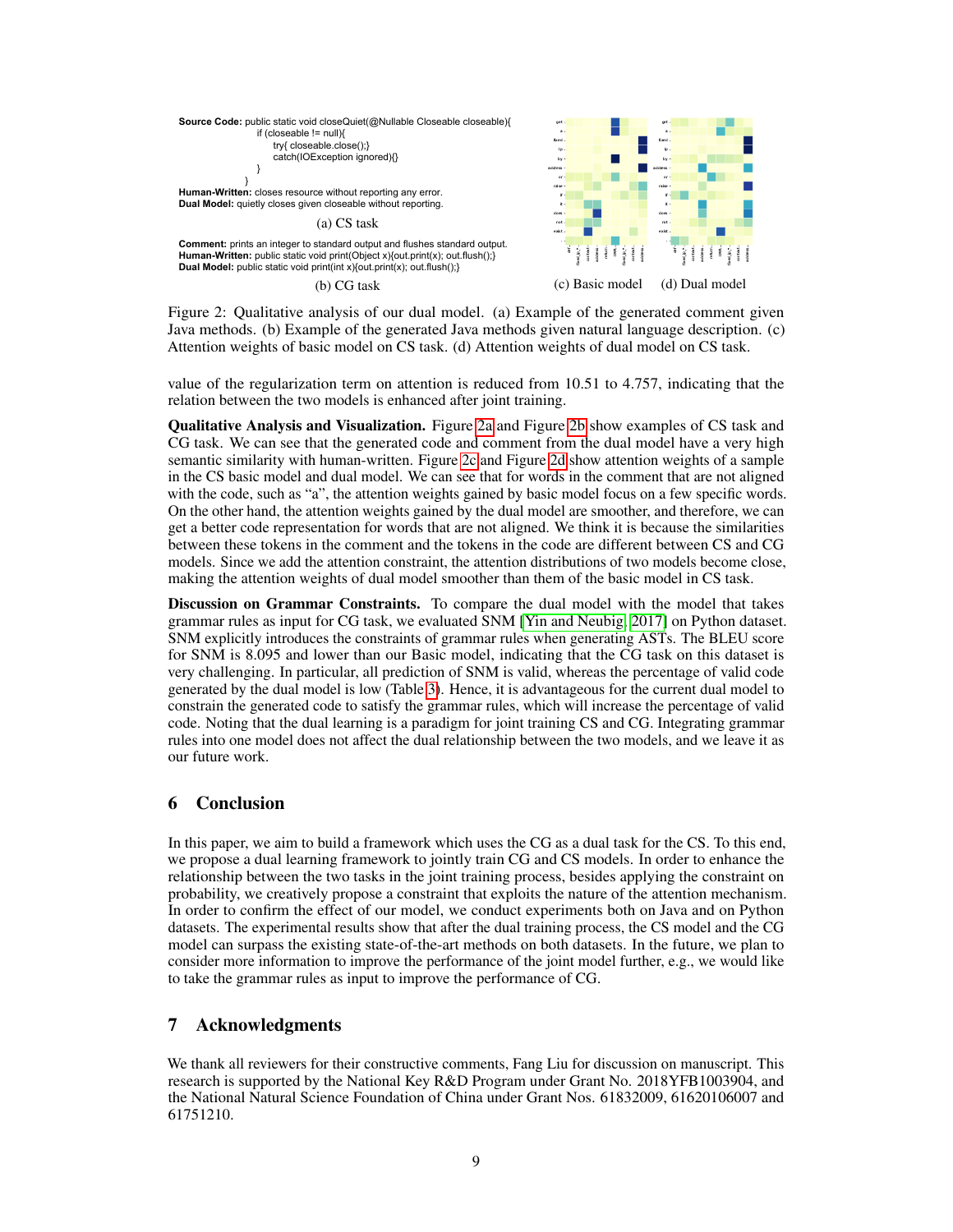**Source Code:** public static void closeQuiet(@Nullable Closeable closeable){
if (closeable != null){
try{ closeable.close();}
catch(IOException ignored){}
}
}

**Human-Written:** closes resource without reporting any error.
**Dual Model:** quietly closes given closeable without reporting.

(a) CS task

**Comment:** prints an integer to standard output and flushes standard output.
**Human-Written:** public static void print(Object x){out.print(x); out.flush();}
**Dual Model:** public static void print(int x){out.print(x); out.flush();}

(b) CG task

(c) Basic model (d) Dual model

Figure 2: Qualitative analysis of our dual model. (a) Example of the generated comment given Java methods. (b) Example of the generated Java methods given natural language description. (c) Attention weights of basic model on CS task. (d) Attention weights of dual model on CS task.

value of the regularization term on attention is reduced from 10.51 to 4.757, indicating that the relation between the two models is enhanced after joint training.

**Qualitative Analysis and Visualization.** Figure 2a and Figure 2b show examples of CS task and CG task. We can see that the generated code and comment from the dual model have a very high semantic similarity with human-written. Figure 2c and Figure 2d show attention weights of a sample in the CS basic model and dual model. We can see that for words in the comment that are not aligned with the code, such as "a", the attention weights gained by basic model focus on a few specific words. On the other hand, the attention weights gained by the dual model are smoother, and therefore, we can get a better code representation for words that are not aligned. We think it is because the similarities between these tokens in the comment and the tokens in the code are different between CS and CG models. Since we add the attention constraint, the attention distributions of two models become close, making the attention weights of dual model smoother than them of the basic model in CS task.

**Discussion on Grammar Constraints.** To compare the dual model with the model that takes grammar rules as input for CG task, we evaluated SNM [Yin and Neubig, 2017] on Python dataset. SNM explicitly introduces the constraints of grammar rules when generating ASTs. The BLEU score for SNM is 8.095 and lower than our Basic model, indicating that the CG task on this dataset is very challenging. In particular, all prediction of SNM is valid, whereas the percentage of valid code generated by the dual model is low (Table 3). Hence, it is advantageous for the current dual model to constrain the generated code to satisfy the grammar rules, which will increase the percentage of valid code. Noting that the dual learning is a paradigm for joint training CS and CG. Integrating grammar rules into one model does not affect the dual relationship between the two models, and we leave it as our future work.

## 6 Conclusion

In this paper, we aim to build a framework which uses the CG as a dual task for the CS. To this end, we propose a dual learning framework to jointly train CG and CS models. In order to enhance the relationship between the two tasks in the joint training process, besides applying the constraint on probability, we creatively propose a constraint that exploits the nature of the attention mechanism. In order to confirm the effect of our model, we conduct experiments both on Java and on Python datasets. The experimental results show that after the dual training process, the CS model and the CG model can surpass the existing state-of-the-art methods on both datasets. In the future, we plan to consider more information to improve the performance of the joint model further, e.g., we would like to take the grammar rules as input to improve the performance of CG.

## 7 Acknowledgments

We thank all reviewers for their constructive comments, Fang Liu for discussion on manuscript. This research is supported by the National Key R&D Program under Grant No. 2018YFB1003904, and the National Natural Science Foundation of China under Grant Nos. 61832009, 61620106007 and 61751210.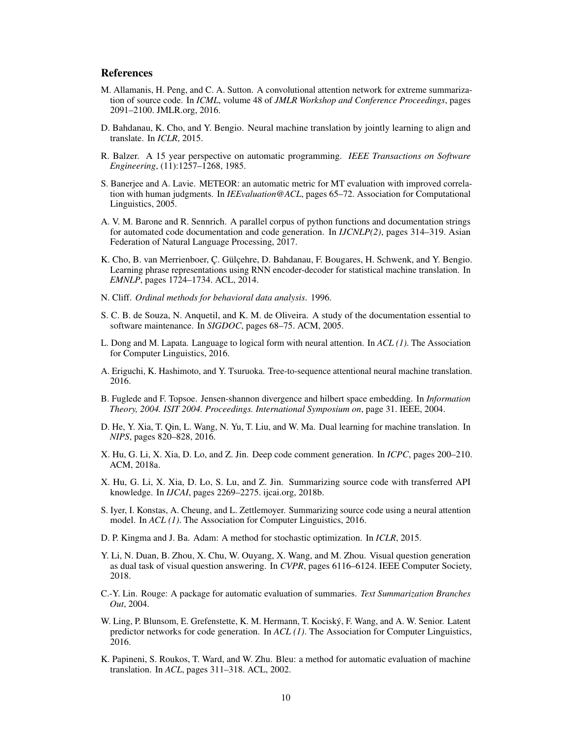## References

M. Allamanis, H. Peng, and C. A. Sutton. A convolutional attention network for extreme summarization of source code. In *ICML*, volume 48 of *JMLR Workshop and Conference Proceedings*, pages 2091–2100. JMLR.org, 2016.

D. Bahdanau, K. Cho, and Y. Bengio. Neural machine translation by jointly learning to align and translate. In *ICLR*, 2015.

R. Balzer. A 15 year perspective on automatic programming. *IEEE Transactions on Software Engineering*, (11):1257–1268, 1985.

S. Banerjee and A. Lavie. METEOR: an automatic metric for MT evaluation with improved correlation with human judgments. In *IEEvaluation@ACL*, pages 65–72. Association for Computational Linguistics, 2005.

A. V. M. Barone and R. Sennrich. A parallel corpus of python functions and documentation strings for automated code documentation and code generation. In *IJCNLP(2)*, pages 314–319. Asian Federation of Natural Language Processing, 2017.

K. Cho, B. van Merrienboer, Ç. Gülçehre, D. Bahdanau, F. Bougares, H. Schwenk, and Y. Bengio. Learning phrase representations using RNN encoder-decoder for statistical machine translation. In *EMNLP*, pages 1724–1734. ACL, 2014.

N. Cliff. *Ordinal methods for behavioral data analysis*. 1996.

S. C. B. de Souza, N. Anquetil, and K. M. de Oliveira. A study of the documentation essential to software maintenance. In *SIGDOC*, pages 68–75. ACM, 2005.

L. Dong and M. Lapata. Language to logical form with neural attention. In *ACL (1)*. The Association for Computer Linguistics, 2016.

A. Eriguchi, K. Hashimoto, and Y. Tsuruoka. Tree-to-sequence attentional neural machine translation. 2016.

B. Fuglede and F. Topsoe. Jensen-shannon divergence and hilbert space embedding. In *Information Theory, 2004. ISIT 2004. Proceedings. International Symposium on*, page 31. IEEE, 2004.

D. He, Y. Xia, T. Qin, L. Wang, N. Yu, T. Liu, and W. Ma. Dual learning for machine translation. In *NIPS*, pages 820–828, 2016.

X. Hu, G. Li, X. Xia, D. Lo, and Z. Jin. Deep code comment generation. In *ICPC*, pages 200–210. ACM, 2018a.

X. Hu, G. Li, X. Xia, D. Lo, S. Lu, and Z. Jin. Summarizing source code with transferred API knowledge. In *IJCAI*, pages 2269–2275. ijcai.org, 2018b.

S. Iyer, I. Konstas, A. Cheung, and L. Zettlemoyer. Summarizing source code using a neural attention model. In *ACL (1)*. The Association for Computer Linguistics, 2016.

D. P. Kingma and J. Ba. Adam: A method for stochastic optimization. In *ICLR*, 2015.

Y. Li, N. Duan, B. Zhou, X. Chu, W. Ouyang, X. Wang, and M. Zhou. Visual question generation as dual task of visual question answering. In *CVPR*, pages 6116–6124. IEEE Computer Society, 2018.

C.-Y. Lin. Rouge: A package for automatic evaluation of summaries. *Text Summarization Branches Out*, 2004.

W. Ling, P. Blunsom, E. Grefenstette, K. M. Hermann, T. Kociský, F. Wang, and A. W. Senior. Latent predictor networks for code generation. In *ACL (1)*. The Association for Computer Linguistics, 2016.

K. Papineni, S. Roukos, T. Ward, and W. Zhu. Bleu: a method for automatic evaluation of machine translation. In *ACL*, pages 311–318. ACL, 2002.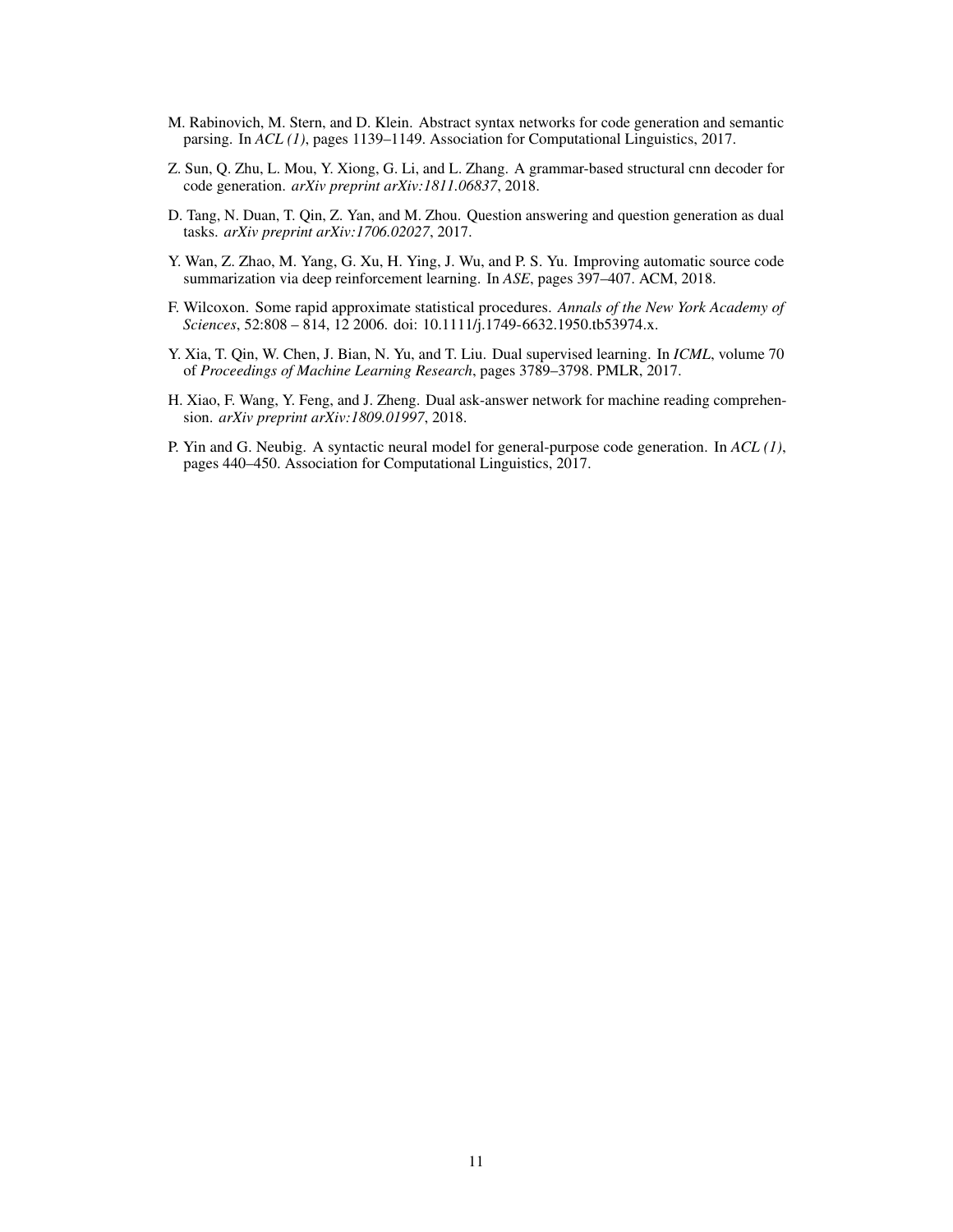M. Rabinovich, M. Stern, and D. Klein. Abstract syntax networks for code generation and semantic parsing. In *ACL (1)*, pages 1139–1149. Association for Computational Linguistics, 2017.

Z. Sun, Q. Zhu, L. Mou, Y. Xiong, G. Li, and L. Zhang. A grammar-based structural cnn decoder for code generation. *arXiv preprint arXiv:1811.06837*, 2018.

D. Tang, N. Duan, T. Qin, Z. Yan, and M. Zhou. Question answering and question generation as dual tasks. *arXiv preprint arXiv:1706.02027*, 2017.

Y. Wan, Z. Zhao, M. Yang, G. Xu, H. Ying, J. Wu, and P. S. Yu. Improving automatic source code summarization via deep reinforcement learning. In *ASE*, pages 397–407. ACM, 2018.

F. Wilcoxon. Some rapid approximate statistical procedures. *Annals of the New York Academy of Sciences*, 52:808 – 814, 12 2006. doi: 10.1111/j.1749-6632.1950.tb53974.x.

Y. Xia, T. Qin, W. Chen, J. Bian, N. Yu, and T. Liu. Dual supervised learning. In *ICML*, volume 70 of *Proceedings of Machine Learning Research*, pages 3789–3798. PMLR, 2017.

H. Xiao, F. Wang, Y. Feng, and J. Zheng. Dual ask-answer network for machine reading comprehension. *arXiv preprint arXiv:1809.01997*, 2018.

P. Yin and G. Neubig. A syntactic neural model for general-purpose code generation. In *ACL (1)*, pages 440–450. Association for Computational Linguistics, 2017.